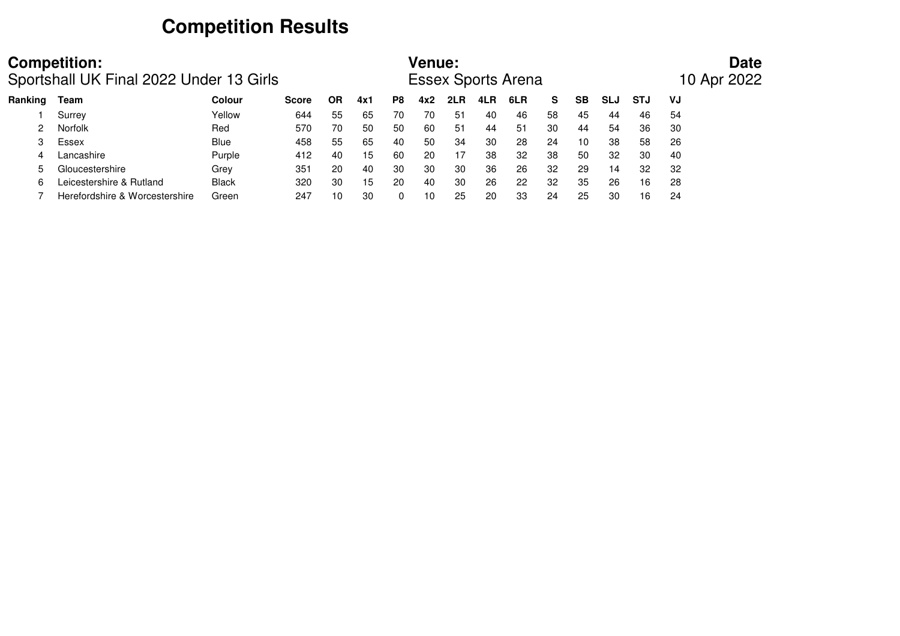# Competition Results

**Competition:**
Sportshall UK Final 2022 Under 13 Girls

**Venue:**
Essex Sports Arena

**Date**
10 Apr 2022

| Ranking | Team | Colour | Score | OR | 4x1 | P8 | 4x2 | 2LR | 4LR | 6LR | S | SB | SLJ | STJ | VJ |
|---|---|---|---|---|---|---|---|---|---|---|---|---|---|---|---|
| 1 | Surrey | Yellow | 644 | 55 | 65 | 70 | 70 | 51 | 40 | 46 | 58 | 45 | 44 | 46 | 54 |
| 2 | Norfolk | Red | 570 | 70 | 50 | 50 | 60 | 51 | 44 | 51 | 30 | 44 | 54 | 36 | 30 |
| 3 | Essex | Blue | 458 | 55 | 65 | 40 | 50 | 34 | 30 | 28 | 24 | 10 | 38 | 58 | 26 |
| 4 | Lancashire | Purple | 412 | 40 | 15 | 60 | 20 | 17 | 38 | 32 | 38 | 50 | 32 | 30 | 40 |
| 5 | Gloucestershire | Grey | 351 | 20 | 40 | 30 | 30 | 30 | 36 | 26 | 32 | 29 | 14 | 32 | 32 |
| 6 | Leicestershire & Rutland | Black | 320 | 30 | 15 | 20 | 40 | 30 | 26 | 22 | 32 | 35 | 26 | 16 | 28 |
| 7 | Herefordshire & Worcestershire | Green | 247 | 10 | 30 | 0 | 10 | 25 | 20 | 33 | 24 | 25 | 30 | 16 | 24 |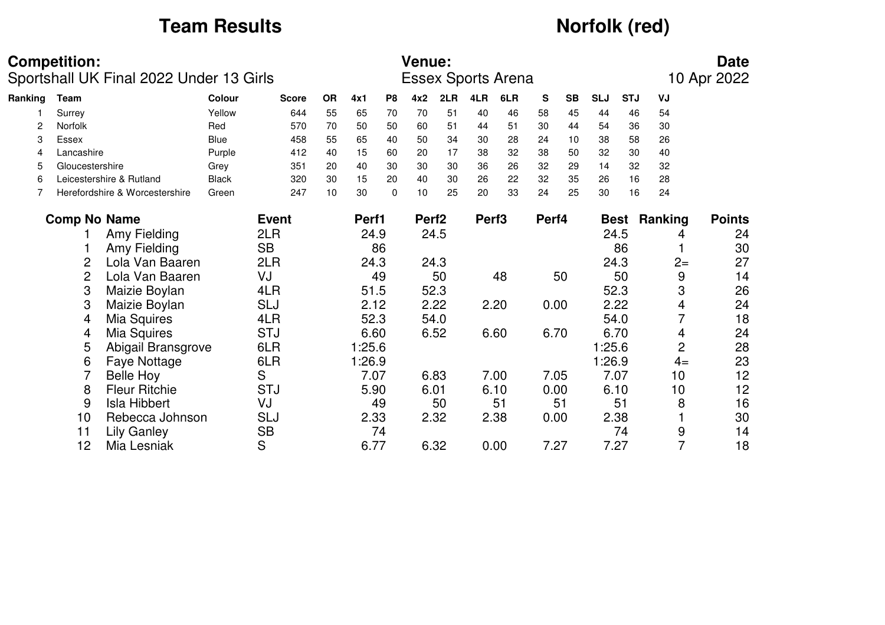# Team Results

## Norfolk (red)

**Competition:** Sportshall UK Final 2022 Under 13 Girls

**Venue:** Essex Sports Arena

**Date** 10 Apr 2022

| Ranking | Team | Colour | Score | OR | 4x1 | P8 | 4x2 | 2LR | 4LR | 6LR | S | SB | SLJ | STJ | VJ |
|---|---|---|---|---|---|---|---|---|---|---|---|---|---|---|---|
| 1 | Surrey | Yellow | 644 | 55 | 65 | 70 | 70 | 51 | 40 | 46 | 58 | 45 | 44 | 46 | 54 |
| 2 | Norfolk | Red | 570 | 70 | 50 | 50 | 60 | 51 | 44 | 51 | 30 | 44 | 54 | 36 | 30 |
| 3 | Essex | Blue | 458 | 55 | 65 | 40 | 50 | 34 | 30 | 28 | 24 | 10 | 38 | 58 | 26 |
| 4 | Lancashire | Purple | 412 | 40 | 15 | 60 | 20 | 17 | 38 | 32 | 38 | 50 | 32 | 30 | 40 |
| 5 | Gloucestershire | Grey | 351 | 20 | 40 | 30 | 30 | 30 | 36 | 26 | 32 | 29 | 14 | 32 | 32 |
| 6 | Leicestershire & Rutland | Black | 320 | 30 | 15 | 20 | 40 | 30 | 26 | 22 | 32 | 35 | 26 | 16 | 28 |
| 7 | Herefordshire & Worcestershire | Green | 247 | 10 | 30 | 0 | 10 | 25 | 20 | 33 | 24 | 25 | 30 | 16 | 24 |

| Comp No | Name | Event | Perf1 | Perf2 | Perf3 | Perf4 | Best | Ranking | Points |
|---|---|---|---|---|---|---|---|---|---|
| 1 | Amy Fielding | 2LR | 24.9 | 24.5 | | | 24.5 | 4 | 24 |
| 1 | Amy Fielding | SB | 86 | | | | 86 | 1 | 30 |
| 2 | Lola Van Baaren | 2LR | 24.3 | 24.3 | | | 24.3 | 2= | 27 |
| 2 | Lola Van Baaren | VJ | 49 | 50 | 48 | 50 | 50 | 9 | 14 |
| 3 | Maizie Boylan | 4LR | 51.5 | 52.3 | | | 52.3 | 3 | 26 |
| 3 | Maizie Boylan | SLJ | 2.12 | 2.22 | 2.20 | 0.00 | 2.22 | 4 | 24 |
| 4 | Mia Squires | 4LR | 52.3 | 54.0 | | | 54.0 | 7 | 18 |
| 4 | Mia Squires | STJ | 6.60 | 6.52 | 6.60 | 6.70 | 6.70 | 4 | 24 |
| 5 | Abigail Bransgrove | 6LR | 1:25.6 | | | | 1:25.6 | 2 | 28 |
| 6 | Faye Nottage | 6LR | 1:26.9 | | | | 1:26.9 | 4= | 23 |
| 7 | Belle Hoy | S | 7.07 | 6.83 | 7.00 | 7.05 | 7.07 | 10 | 12 |
| 8 | Fleur Ritchie | STJ | 5.90 | 6.01 | 6.10 | 0.00 | 6.10 | 10 | 12 |
| 9 | Isla Hibbert | VJ | 49 | 50 | 51 | 51 | 51 | 8 | 16 |
| 10 | Rebecca Johnson | SLJ | 2.33 | 2.32 | 2.38 | 0.00 | 2.38 | 1 | 30 |
| 11 | Lily Ganley | SB | 74 | | | | 74 | 9 | 14 |
| 12 | Mia Lesniak | S | 6.77 | 6.32 | 0.00 | 7.27 | 7.27 | 7 | 18 |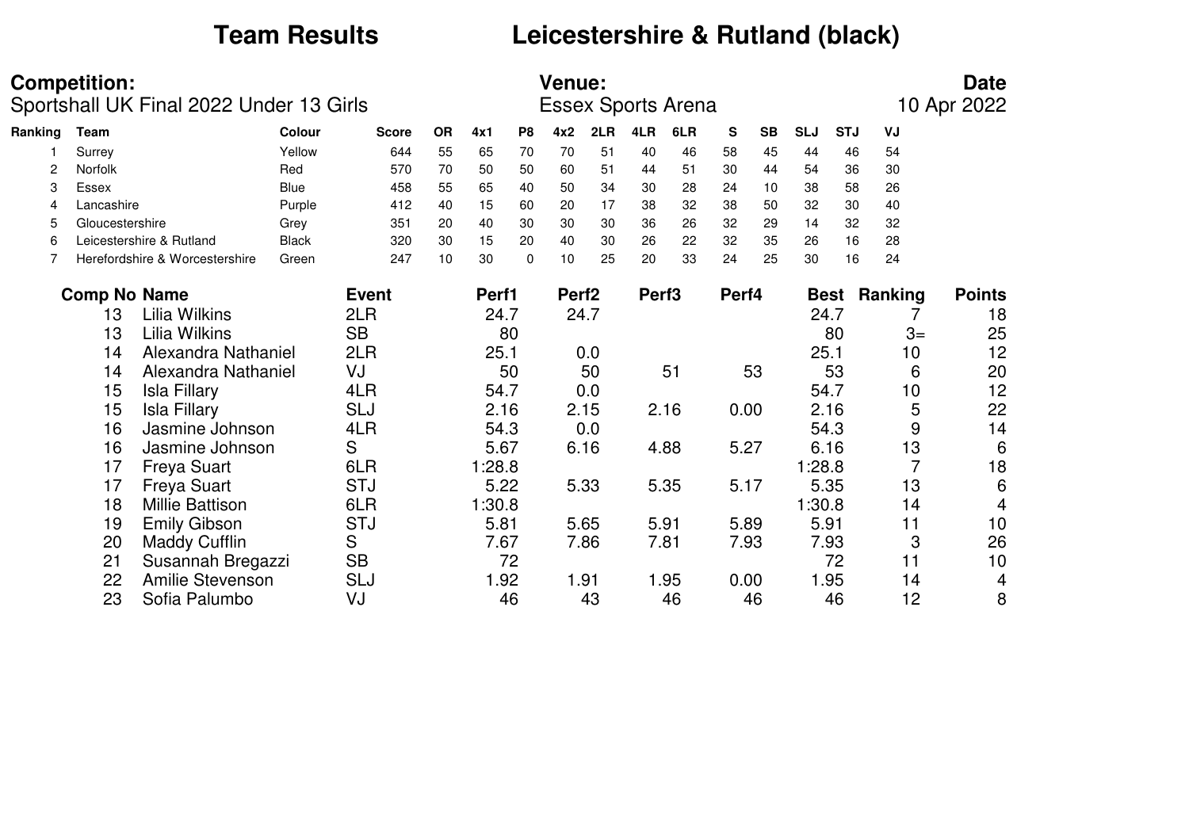# Team Results Leicestershire & Rutland (black)

**Competition:**
Sportshall UK Final 2022 Under 13 Girls

**Venue:**
Essex Sports Arena

**Date**
10 Apr 2022

| Ranking | Team | Colour | Score | OR | 4x1 | P8 | 4x2 | 2LR | 4LR | 6LR | S | SB | SLJ | STJ | VJ |
|---|---|---|---|---|---|---|---|---|---|---|---|---|---|---|---|
| 1 | Surrey | Yellow | 644 | 55 | 65 | 70 | 70 | 51 | 40 | 46 | 58 | 45 | 44 | 46 | 54 |
| 2 | Norfolk | Red | 570 | 70 | 50 | 50 | 60 | 51 | 44 | 51 | 30 | 44 | 54 | 36 | 30 |
| 3 | Essex | Blue | 458 | 55 | 65 | 40 | 50 | 34 | 30 | 28 | 24 | 10 | 38 | 58 | 26 |
| 4 | Lancashire | Purple | 412 | 40 | 15 | 60 | 20 | 17 | 38 | 32 | 38 | 50 | 32 | 30 | 40 |
| 5 | Gloucestershire | Grey | 351 | 20 | 40 | 30 | 30 | 30 | 36 | 26 | 32 | 29 | 14 | 32 | 32 |
| 6 | Leicestershire & Rutland | Black | 320 | 30 | 15 | 20 | 40 | 30 | 26 | 22 | 32 | 35 | 26 | 16 | 28 |
| 7 | Herefordshire & Worcestershire | Green | 247 | 10 | 30 | 0 | 10 | 25 | 20 | 33 | 24 | 25 | 30 | 16 | 24 |

| Comp No | Name | Event | Perf1 | Perf2 | Perf3 | Perf4 | Best | Ranking | Points |
|---|---|---|---|---|---|---|---|---|---|
| 13 | Lilia Wilkins | 2LR | 24.7 | 24.7 | | | 24.7 | 7 | 18 |
| 13 | Lilia Wilkins | SB | 80 | | | | 80 | 3= | 25 |
| 14 | Alexandra Nathaniel | 2LR | 25.1 | 0.0 | | | 25.1 | 10 | 12 |
| 14 | Alexandra Nathaniel | VJ | 50 | 50 | 51 | 53 | 53 | 6 | 20 |
| 15 | Isla Fillary | 4LR | 54.7 | 0.0 | | | 54.7 | 10 | 12 |
| 15 | Isla Fillary | SLJ | 2.16 | 2.15 | 2.16 | 0.00 | 2.16 | 5 | 22 |
| 16 | Jasmine Johnson | 4LR | 54.3 | 0.0 | | | 54.3 | 9 | 14 |
| 16 | Jasmine Johnson | S | 5.67 | 6.16 | 4.88 | 5.27 | 6.16 | 13 | 6 |
| 17 | Freya Suart | 6LR | 1:28.8 | | | | 1:28.8 | 7 | 18 |
| 17 | Freya Suart | STJ | 5.22 | 5.33 | 5.35 | 5.17 | 5.35 | 13 | 6 |
| 18 | Millie Battison | 6LR | 1:30.8 | | | | 1:30.8 | 14 | 4 |
| 19 | Emily Gibson | STJ | 5.81 | 5.65 | 5.91 | 5.89 | 5.91 | 11 | 10 |
| 20 | Maddy Cufflin | S | 7.67 | 7.86 | 7.81 | 7.93 | 7.93 | 3 | 26 |
| 21 | Susannah Bregazzi | SB | 72 | | | | 72 | 11 | 10 |
| 22 | Amilie Stevenson | SLJ | 1.92 | 1.91 | 1.95 | 0.00 | 1.95 | 14 | 4 |
| 23 | Sofia Palumbo | VJ | 46 | 43 | 46 | 46 | 46 | 12 | 8 |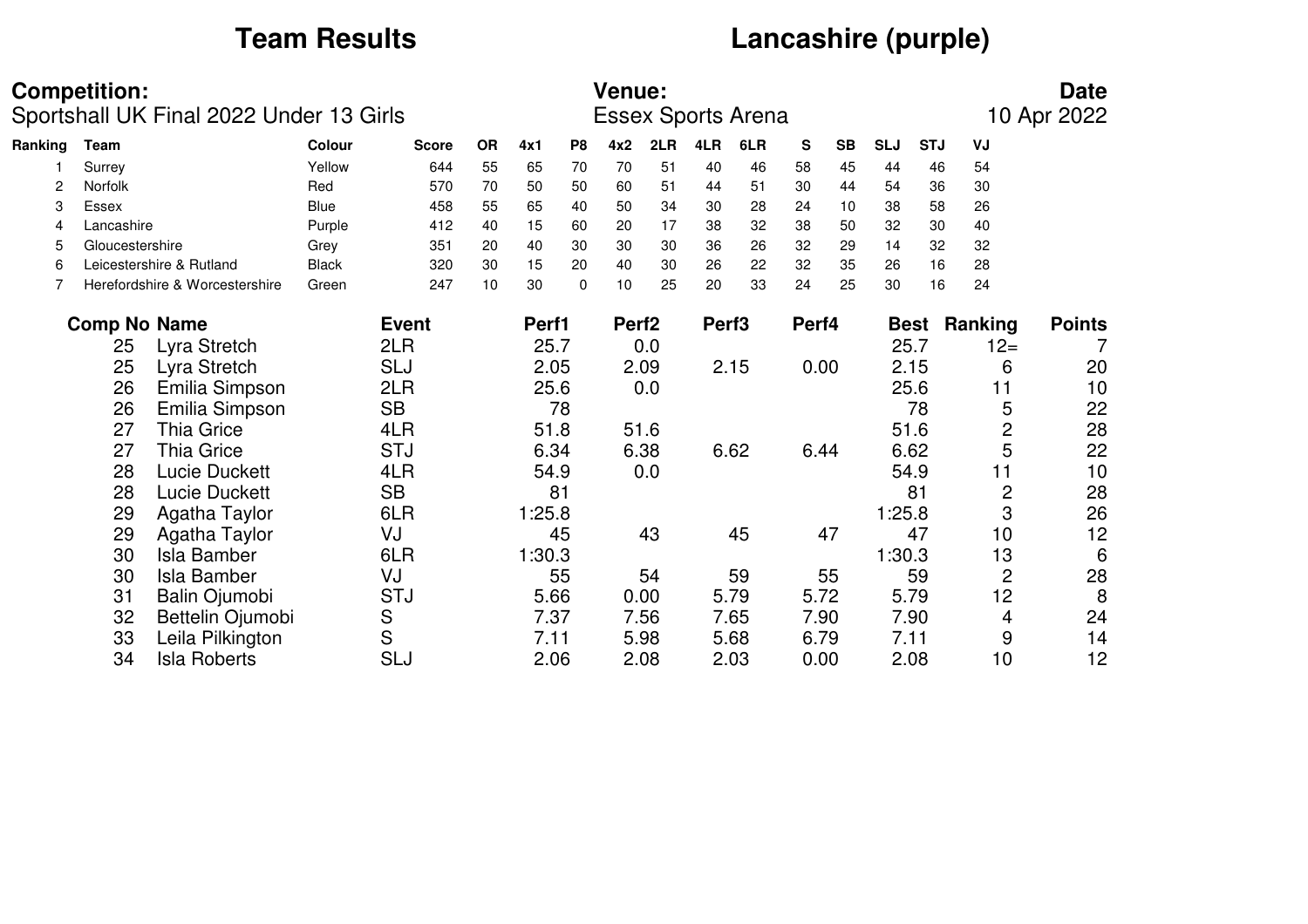# Team Results

# Lancashire (purple)

**Competition:**
Sportshall UK Final 2022 Under 13 Girls

**Venue:**
Essex Sports Arena

**Date**
10 Apr 2022

| Ranking | Team | Colour | Score | OR | 4x1 | P8 | 4x2 | 2LR | 4LR | 6LR | S | SB | SLJ | STJ | VJ |
|---|---|---|---|---|---|---|---|---|---|---|---|---|---|---|---|
| 1 | Surrey | Yellow | 644 | 55 | 65 | 70 | 70 | 51 | 40 | 46 | 58 | 45 | 44 | 46 | 54 |
| 2 | Norfolk | Red | 570 | 70 | 50 | 50 | 60 | 51 | 44 | 51 | 30 | 44 | 54 | 36 | 30 |
| 3 | Essex | Blue | 458 | 55 | 65 | 40 | 50 | 34 | 30 | 28 | 24 | 10 | 38 | 58 | 26 |
| 4 | Lancashire | Purple | 412 | 40 | 15 | 60 | 20 | 17 | 38 | 32 | 38 | 50 | 32 | 30 | 40 |
| 5 | Gloucestershire | Grey | 351 | 20 | 40 | 30 | 30 | 30 | 36 | 26 | 32 | 29 | 14 | 32 | 32 |
| 6 | Leicestershire & Rutland | Black | 320 | 30 | 15 | 20 | 40 | 30 | 26 | 22 | 32 | 35 | 26 | 16 | 28 |
| 7 | Herefordshire & Worcestershire | Green | 247 | 10 | 30 | 0 | 10 | 25 | 20 | 33 | 24 | 25 | 30 | 16 | 24 |

| Comp No | Name | Event | Perf1 | Perf2 | Perf3 | Perf4 | Best | Ranking | Points |
|---|---|---|---|---|---|---|---|---|---|
| 25 | Lyra Stretch | 2LR | 25.7 | 0.0 | | | 25.7 | 12= | 7 |
| 25 | Lyra Stretch | SLJ | 2.05 | 2.09 | 2.15 | 0.00 | 2.15 | 6 | 20 |
| 26 | Emilia Simpson | 2LR | 25.6 | 0.0 | | | 25.6 | 11 | 10 |
| 26 | Emilia Simpson | SB | 78 | | | | 78 | 5 | 22 |
| 27 | Thia Grice | 4LR | 51.8 | 51.6 | | | 51.6 | 2 | 28 |
| 27 | Thia Grice | STJ | 6.34 | 6.38 | 6.62 | 6.44 | 6.62 | 5 | 22 |
| 28 | Lucie Duckett | 4LR | 54.9 | 0.0 | | | 54.9 | 11 | 10 |
| 28 | Lucie Duckett | SB | 81 | | | | 81 | 2 | 28 |
| 29 | Agatha Taylor | 6LR | 1:25.8 | | | | 1:25.8 | 3 | 26 |
| 29 | Agatha Taylor | VJ | 45 | 43 | 45 | 47 | 47 | 10 | 12 |
| 30 | Isla Bamber | 6LR | 1:30.3 | | | | 1:30.3 | 13 | 6 |
| 30 | Isla Bamber | VJ | 55 | 54 | 59 | 55 | 59 | 2 | 28 |
| 31 | Balin Ojumobi | STJ | 5.66 | 0.00 | 5.79 | 5.72 | 5.79 | 12 | 8 |
| 32 | Bettelin Ojumobi | S | 7.37 | 7.56 | 7.65 | 7.90 | 7.90 | 4 | 24 |
| 33 | Leila Pilkington | S | 7.11 | 5.98 | 5.68 | 6.79 | 7.11 | 9 | 14 |
| 34 | Isla Roberts | SLJ | 2.06 | 2.08 | 2.03 | 0.00 | 2.08 | 10 | 12 |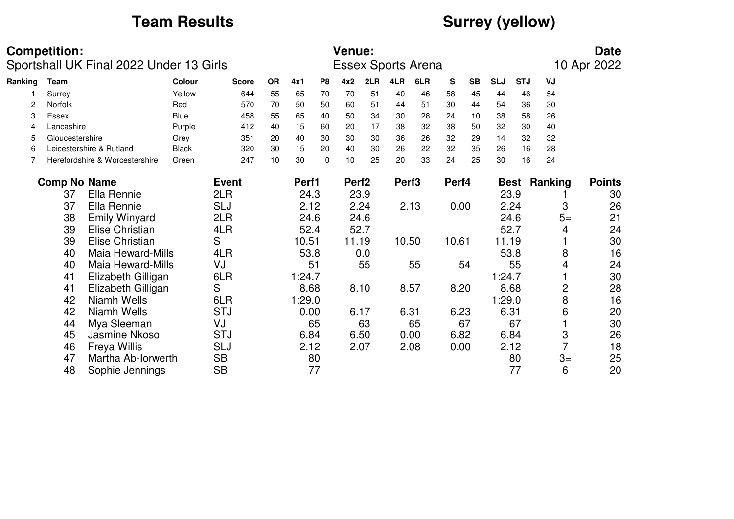# Team Results

# Surrey (yellow)

**Competition:**
Sportshall UK Final 2022 Under 13 Girls

**Venue:**
Essex Sports Arena

**Date**
10 Apr 2022

| Ranking | Team | Colour | Score | OR | 4x1 | P8 | 4x2 | 2LR | 4LR | 6LR | S | SB | SLJ | STJ | VJ |
|---|---|---|---|---|---|---|---|---|---|---|---|---|---|---|---|
| 1 | Surrey | Yellow | 644 | 55 | 65 | 70 | 70 | 51 | 40 | 46 | 58 | 45 | 44 | 46 | 54 |
| 2 | Norfolk | Red | 570 | 70 | 50 | 50 | 60 | 51 | 44 | 51 | 30 | 44 | 54 | 36 | 30 |
| 3 | Essex | Blue | 458 | 55 | 65 | 40 | 50 | 34 | 30 | 28 | 24 | 10 | 38 | 58 | 26 |
| 4 | Lancashire | Purple | 412 | 40 | 15 | 60 | 20 | 17 | 38 | 32 | 38 | 50 | 32 | 30 | 40 |
| 5 | Gloucestershire | Grey | 351 | 20 | 40 | 30 | 30 | 30 | 36 | 26 | 32 | 29 | 14 | 32 | 32 |
| 6 | Leicestershire & Rutland | Black | 320 | 30 | 15 | 20 | 40 | 30 | 26 | 22 | 32 | 35 | 26 | 16 | 28 |
| 7 | Herefordshire & Worcestershire | Green | 247 | 10 | 30 | 0 | 10 | 25 | 20 | 33 | 24 | 25 | 30 | 16 | 24 |

| Comp No | Name | Event | Perf1 | Perf2 | Perf3 | Perf4 | Best | Ranking | Points |
|---|---|---|---|---|---|---|---|---|---|
| 37 | Ella Rennie | 2LR | 24.3 | 23.9 | | | 23.9 | 1 | 30 |
| 37 | Ella Rennie | SLJ | 2.12 | 2.24 | 2.13 | 0.00 | 2.24 | 3 | 26 |
| 38 | Emily Winyard | 2LR | 24.6 | 24.6 | | | 24.6 | 5= | 21 |
| 39 | Elise Christian | 4LR | 52.4 | 52.7 | | | 52.7 | 4 | 24 |
| 39 | Elise Christian | S | 10.51 | 11.19 | 10.50 | 10.61 | 11.19 | 1 | 30 |
| 40 | Maia Heward-Mills | 4LR | 53.8 | 0.0 | | | 53.8 | 8 | 16 |
| 40 | Maia Heward-Mills | VJ | 51 | 55 | 55 | 54 | 55 | 4 | 24 |
| 41 | Elizabeth Gilligan | 6LR | 1:24.7 | | | | 1:24.7 | 1 | 30 |
| 41 | Elizabeth Gilligan | S | 8.68 | 8.10 | 8.57 | 8.20 | 8.68 | 2 | 28 |
| 42 | Niamh Wells | 6LR | 1:29.0 | | | | 1:29.0 | 8 | 16 |
| 42 | Niamh Wells | STJ | 0.00 | 6.17 | 6.31 | 6.23 | 6.31 | 6 | 20 |
| 44 | Mya Sleeman | VJ | 65 | 63 | 65 | 67 | 67 | 1 | 30 |
| 45 | Jasmine Nkoso | STJ | 6.84 | 6.50 | 0.00 | 6.82 | 6.84 | 3 | 26 |
| 46 | Freya Willis | SLJ | 2.12 | 2.07 | 2.08 | 0.00 | 2.12 | 7 | 18 |
| 47 | Martha Ab-Iorwerth | SB | 80 | | | | 80 | 3= | 25 |
| 48 | Sophie Jennings | SB | 77 | | | | 77 | 6 | 20 |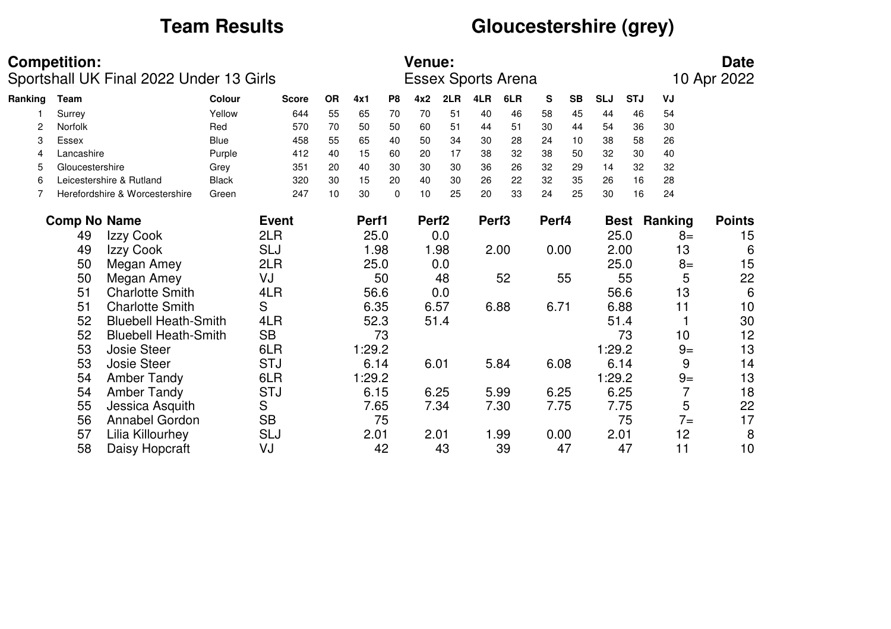# Team Results

# Gloucestershire (grey)

**Competition:**
Sportshall UK Final 2022 Under 13 Girls

**Venue:**
Essex Sports Arena

**Date**
10 Apr 2022

| Ranking | Team | Colour | Score | OR | 4x1 | P8 | 4x2 | 2LR | 4LR | 6LR | S | SB | SLJ | STJ | VJ |
|---|---|---|---|---|---|---|---|---|---|---|---|---|---|---|---|
| 1 | Surrey | Yellow | 644 | 55 | 65 | 70 | 70 | 51 | 40 | 46 | 58 | 45 | 44 | 46 | 54 |
| 2 | Norfolk | Red | 570 | 70 | 50 | 50 | 60 | 51 | 44 | 51 | 30 | 44 | 54 | 36 | 30 |
| 3 | Essex | Blue | 458 | 55 | 65 | 40 | 50 | 34 | 30 | 28 | 24 | 10 | 38 | 58 | 26 |
| 4 | Lancashire | Purple | 412 | 40 | 15 | 60 | 20 | 17 | 38 | 32 | 38 | 50 | 32 | 30 | 40 |
| 5 | Gloucestershire | Grey | 351 | 20 | 40 | 30 | 30 | 30 | 36 | 26 | 32 | 29 | 14 | 32 | 32 |
| 6 | Leicestershire & Rutland | Black | 320 | 30 | 15 | 20 | 40 | 30 | 26 | 22 | 32 | 35 | 26 | 16 | 28 |
| 7 | Herefordshire & Worcestershire | Green | 247 | 10 | 30 | 0 | 10 | 25 | 20 | 33 | 24 | 25 | 30 | 16 | 24 |

| Comp No | Name | Event | Perf1 | Perf2 | Perf3 | Perf4 | Best | Ranking | Points |
|---|---|---|---|---|---|---|---|---|---|
| 49 | Izzy Cook | 2LR | 25.0 | 0.0 | | | 25.0 | 8= | 15 |
| 49 | Izzy Cook | SLJ | 1.98 | 1.98 | 2.00 | 0.00 | 2.00 | 13 | 6 |
| 50 | Megan Amey | 2LR | 25.0 | 0.0 | | | 25.0 | 8= | 15 |
| 50 | Megan Amey | VJ | 50 | 48 | 52 | 55 | 55 | 5 | 22 |
| 51 | Charlotte Smith | 4LR | 56.6 | 0.0 | | | 56.6 | 13 | 6 |
| 51 | Charlotte Smith | S | 6.35 | 6.57 | 6.88 | 6.71 | 6.88 | 11 | 10 |
| 52 | Bluebell Heath-Smith | 4LR | 52.3 | 51.4 | | | 51.4 | 1 | 30 |
| 52 | Bluebell Heath-Smith | SB | 73 | | | | 73 | 10 | 12 |
| 53 | Josie Steer | 6LR | 1:29.2 | | | | 1:29.2 | 9= | 13 |
| 53 | Josie Steer | STJ | 6.14 | 6.01 | 5.84 | 6.08 | 6.14 | 9 | 14 |
| 54 | Amber Tandy | 6LR | 1:29.2 | | | | 1:29.2 | 9= | 13 |
| 54 | Amber Tandy | STJ | 6.15 | 6.25 | 5.99 | 6.25 | 6.25 | 7 | 18 |
| 55 | Jessica Asquith | S | 7.65 | 7.34 | 7.30 | 7.75 | 7.75 | 5 | 22 |
| 56 | Annabel Gordon | SB | 75 | | | | 75 | 7= | 17 |
| 57 | Lilia Killourhey | SLJ | 2.01 | 2.01 | 1.99 | 0.00 | 2.01 | 12 | 8 |
| 58 | Daisy Hopcraft | VJ | 42 | 43 | 39 | 47 | 47 | 11 | 10 |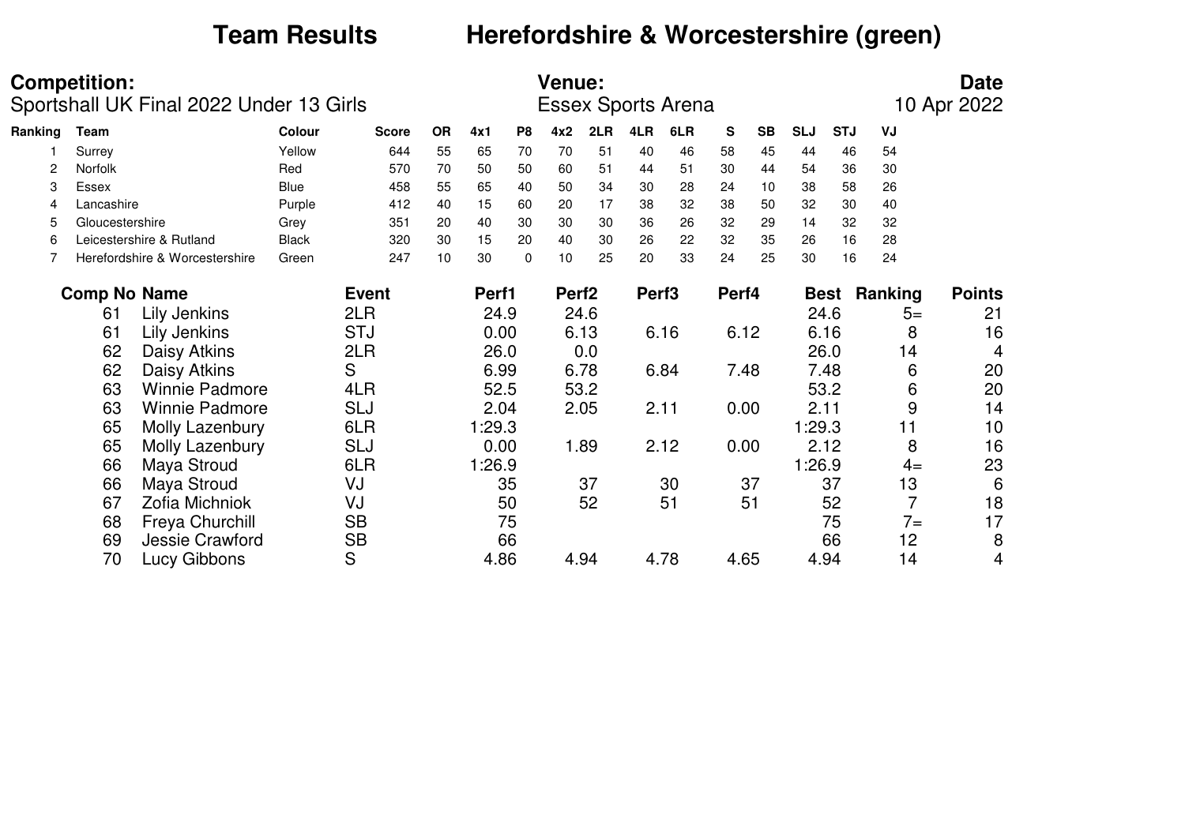# Team Results — Herefordshire & Worcestershire (green)

**Competition:**
Sportshall UK Final 2022 Under 13 Girls

**Venue:**
Essex Sports Arena

**Date**
10 Apr 2022

| Ranking | Team | Colour | Score | OR | 4x1 | P8 | 4x2 | 2LR | 4LR | 6LR | S | SB | SLJ | STJ | VJ |
|---|---|---|---|---|---|---|---|---|---|---|---|---|---|---|---|
| 1 | Surrey | Yellow | 644 | 55 | 65 | 70 | 70 | 51 | 40 | 46 | 58 | 45 | 44 | 46 | 54 |
| 2 | Norfolk | Red | 570 | 70 | 50 | 50 | 60 | 51 | 44 | 51 | 30 | 44 | 54 | 36 | 30 |
| 3 | Essex | Blue | 458 | 55 | 65 | 40 | 50 | 34 | 30 | 28 | 24 | 10 | 38 | 58 | 26 |
| 4 | Lancashire | Purple | 412 | 40 | 15 | 60 | 20 | 17 | 38 | 32 | 38 | 50 | 32 | 30 | 40 |
| 5 | Gloucestershire | Grey | 351 | 20 | 40 | 30 | 30 | 30 | 36 | 26 | 32 | 29 | 14 | 32 | 32 |
| 6 | Leicestershire & Rutland | Black | 320 | 30 | 15 | 20 | 40 | 30 | 26 | 22 | 32 | 35 | 26 | 16 | 28 |
| 7 | Herefordshire & Worcestershire | Green | 247 | 10 | 30 | 0 | 10 | 25 | 20 | 33 | 24 | 25 | 30 | 16 | 24 |

| Comp No | Name | Event | Perf1 | Perf2 | Perf3 | Perf4 | Best | Ranking | Points |
|---|---|---|---|---|---|---|---|---|---|
| 61 | Lily Jenkins | 2LR | 24.9 | 24.6 | | | 24.6 | 5= | 21 |
| 61 | Lily Jenkins | STJ | 0.00 | 6.13 | 6.16 | 6.12 | 6.16 | 8 | 16 |
| 62 | Daisy Atkins | 2LR | 26.0 | 0.0 | | | 26.0 | 14 | 4 |
| 62 | Daisy Atkins | S | 6.99 | 6.78 | 6.84 | 7.48 | 7.48 | 6 | 20 |
| 63 | Winnie Padmore | 4LR | 52.5 | 53.2 | | | 53.2 | 6 | 20 |
| 63 | Winnie Padmore | SLJ | 2.04 | 2.05 | 2.11 | 0.00 | 2.11 | 9 | 14 |
| 65 | Molly Lazenbury | 6LR | 1:29.3 | | | | 1:29.3 | 11 | 10 |
| 65 | Molly Lazenbury | SLJ | 0.00 | 1.89 | 2.12 | 0.00 | 2.12 | 8 | 16 |
| 66 | Maya Stroud | 6LR | 1:26.9 | | | | 1:26.9 | 4= | 23 |
| 66 | Maya Stroud | VJ | 35 | 37 | 30 | 37 | 37 | 13 | 6 |
| 67 | Zofia Michniok | VJ | 50 | 52 | 51 | 51 | 52 | 7 | 18 |
| 68 | Freya Churchill | SB | 75 | | | | 75 | 7= | 17 |
| 69 | Jessie Crawford | SB | 66 | | | | 66 | 12 | 8 |
| 70 | Lucy Gibbons | S | 4.86 | 4.94 | 4.78 | 4.65 | 4.94 | 14 | 4 |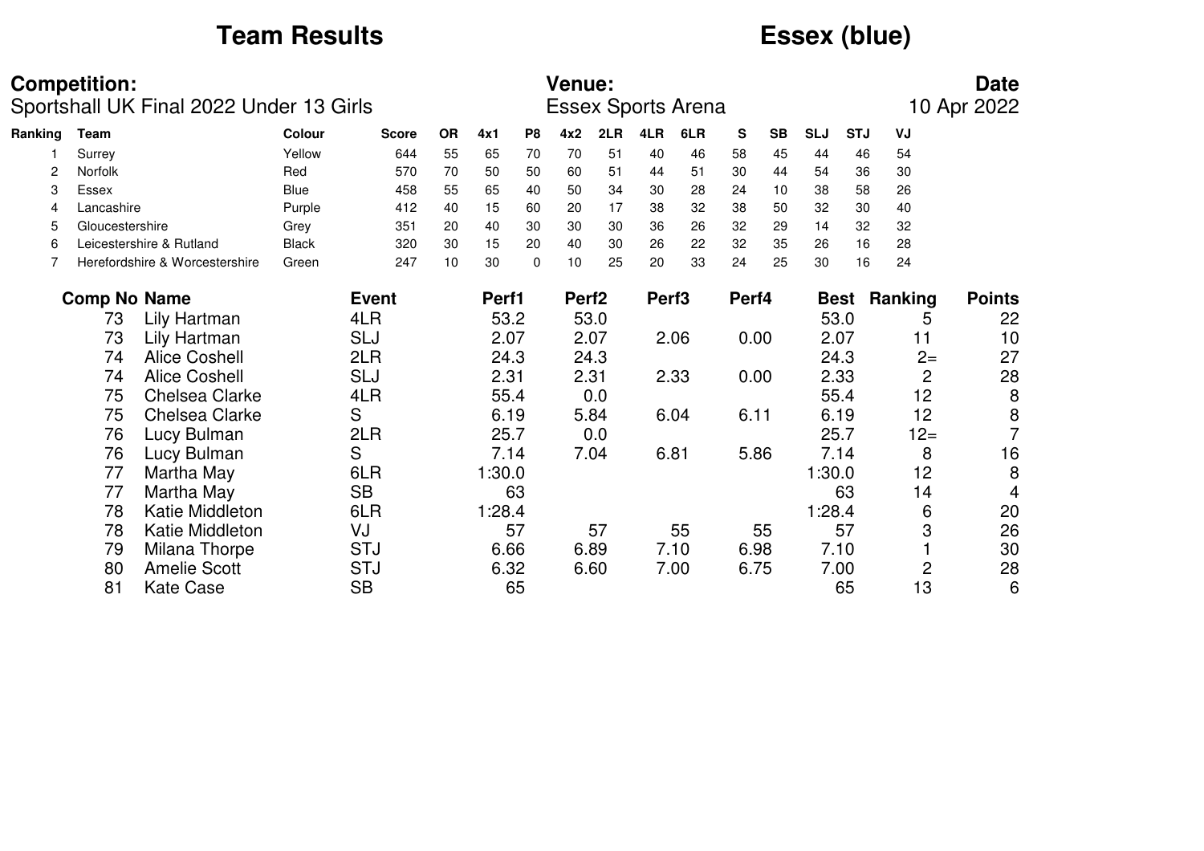# Team Results

# Essex (blue)

**Competition:**
Sportshall UK Final 2022 Under 13 Girls

**Venue:**
Essex Sports Arena

**Date**
10 Apr 2022

| Ranking | Team | Colour | Score | OR | 4x1 | P8 | 4x2 | 2LR | 4LR | 6LR | S | SB | SLJ | STJ | VJ |
|---|---|---|---|---|---|---|---|---|---|---|---|---|---|---|---|
| 1 | Surrey | Yellow | 644 | 55 | 65 | 70 | 70 | 51 | 40 | 46 | 58 | 45 | 44 | 46 | 54 |
| 2 | Norfolk | Red | 570 | 70 | 50 | 50 | 60 | 51 | 44 | 51 | 30 | 44 | 54 | 36 | 30 |
| 3 | Essex | Blue | 458 | 55 | 65 | 40 | 50 | 34 | 30 | 28 | 24 | 10 | 38 | 58 | 26 |
| 4 | Lancashire | Purple | 412 | 40 | 15 | 60 | 20 | 17 | 38 | 32 | 38 | 50 | 32 | 30 | 40 |
| 5 | Gloucestershire | Grey | 351 | 20 | 40 | 30 | 30 | 30 | 36 | 26 | 32 | 29 | 14 | 32 | 32 |
| 6 | Leicestershire & Rutland | Black | 320 | 30 | 15 | 20 | 40 | 30 | 26 | 22 | 32 | 35 | 26 | 16 | 28 |
| 7 | Herefordshire & Worcestershire | Green | 247 | 10 | 30 | 0 | 10 | 25 | 20 | 33 | 24 | 25 | 30 | 16 | 24 |

| Comp No | Name | Event | Perf1 | Perf2 | Perf3 | Perf4 | Best | Ranking | Points |
|---|---|---|---|---|---|---|---|---|---|
| 73 | Lily Hartman | 4LR | 53.2 | 53.0 | | | 53.0 | 5 | 22 |
| 73 | Lily Hartman | SLJ | 2.07 | 2.07 | 2.06 | 0.00 | 2.07 | 11 | 10 |
| 74 | Alice Coshell | 2LR | 24.3 | 24.3 | | | 24.3 | 2= | 27 |
| 74 | Alice Coshell | SLJ | 2.31 | 2.31 | 2.33 | 0.00 | 2.33 | 2 | 28 |
| 75 | Chelsea Clarke | 4LR | 55.4 | 0.0 | | | 55.4 | 12 | 8 |
| 75 | Chelsea Clarke | S | 6.19 | 5.84 | 6.04 | 6.11 | 6.19 | 12 | 8 |
| 76 | Lucy Bulman | 2LR | 25.7 | 0.0 | | | 25.7 | 12= | 7 |
| 76 | Lucy Bulman | S | 7.14 | 7.04 | 6.81 | 5.86 | 7.14 | 8 | 16 |
| 77 | Martha May | 6LR | 1:30.0 | | | | 1:30.0 | 12 | 8 |
| 77 | Martha May | SB | 63 | | | | 63 | 14 | 4 |
| 78 | Katie Middleton | 6LR | 1:28.4 | | | | 1:28.4 | 6 | 20 |
| 78 | Katie Middleton | VJ | 57 | 57 | 55 | 55 | 57 | 3 | 26 |
| 79 | Milana Thorpe | STJ | 6.66 | 6.89 | 7.10 | 6.98 | 7.10 | 1 | 30 |
| 80 | Amelie Scott | STJ | 6.32 | 6.60 | 7.00 | 6.75 | 7.00 | 2 | 28 |
| 81 | Kate Case | SB | 65 | | | | 65 | 13 | 6 |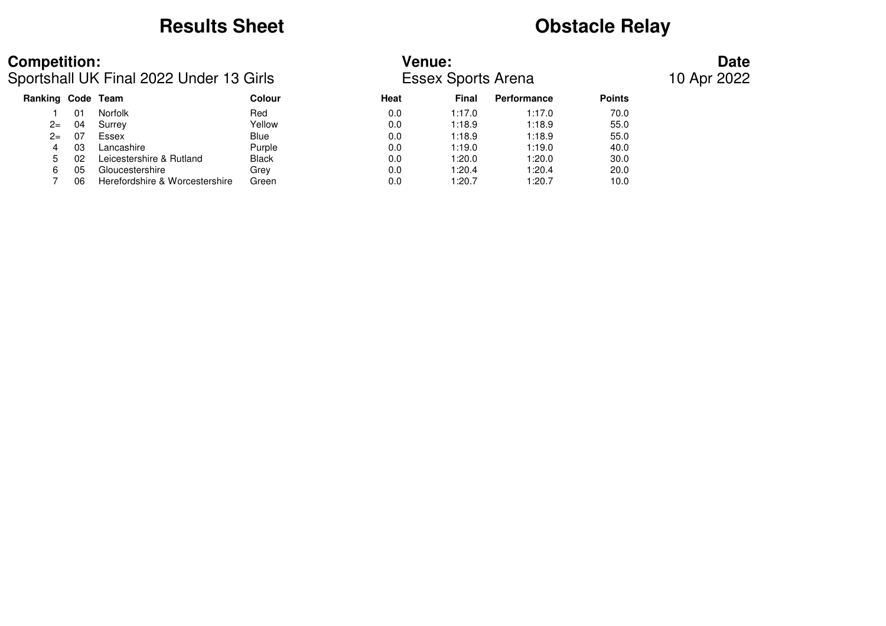# Results Sheet

# Obstacle Relay

**Competition:**
Sportshall UK Final 2022 Under 13 Girls

**Venue:**
Essex Sports Arena

**Date**
10 Apr 2022

| Ranking | Code | Team | Colour | Heat | Final | Performance | Points |
|---|---|---|---|---|---|---|---|
| 1 | 01 | Norfolk | Red | 0.0 | 1:17.0 | 1:17.0 | 70.0 |
| 2= | 04 | Surrey | Yellow | 0.0 | 1:18.9 | 1:18.9 | 55.0 |
| 2= | 07 | Essex | Blue | 0.0 | 1:18.9 | 1:18.9 | 55.0 |
| 4 | 03 | Lancashire | Purple | 0.0 | 1:19.0 | 1:19.0 | 40.0 |
| 5 | 02 | Leicestershire & Rutland | Black | 0.0 | 1:20.0 | 1:20.0 | 30.0 |
| 6 | 05 | Gloucestershire | Grey | 0.0 | 1:20.4 | 1:20.4 | 20.0 |
| 7 | 06 | Herefordshire & Worcestershire | Green | 0.0 | 1:20.7 | 1:20.7 | 10.0 |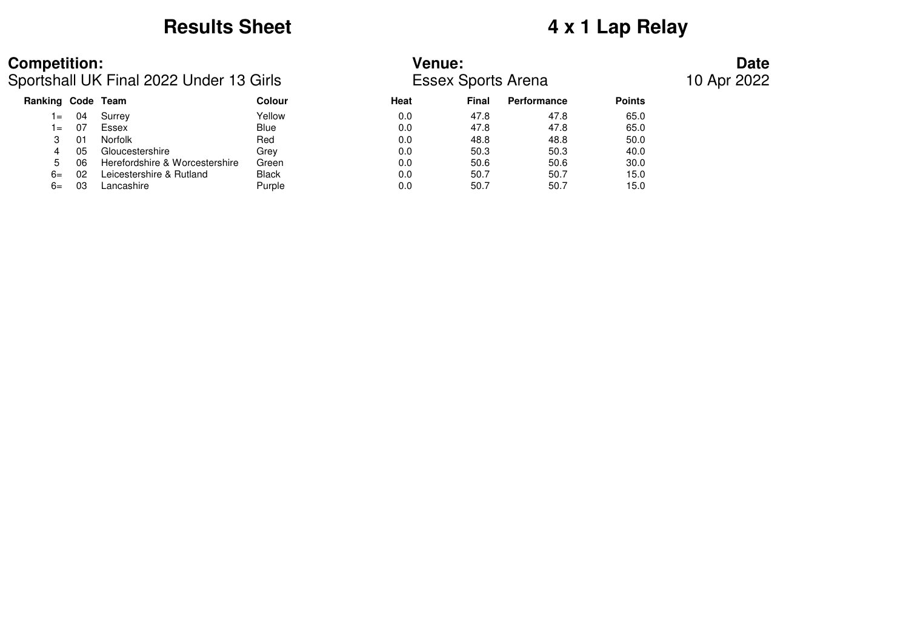# Results Sheet

# 4 x 1 Lap Relay

**Competition:**
Sportshall UK Final 2022 Under 13 Girls

**Venue:**
Essex Sports Arena

**Date**
10 Apr 2022

| Ranking | Code | Team | Colour | Heat | Final | Performance | Points |
|---|---|---|---|---|---|---|---|
| 1= | 04 | Surrey | Yellow | 0.0 | 47.8 | 47.8 | 65.0 |
| 1= | 07 | Essex | Blue | 0.0 | 47.8 | 47.8 | 65.0 |
| 3 | 01 | Norfolk | Red | 0.0 | 48.8 | 48.8 | 50.0 |
| 4 | 05 | Gloucestershire | Grey | 0.0 | 50.3 | 50.3 | 40.0 |
| 5 | 06 | Herefordshire & Worcestershire | Green | 0.0 | 50.6 | 50.6 | 30.0 |
| 6= | 02 | Leicestershire & Rutland | Black | 0.0 | 50.7 | 50.7 | 15.0 |
| 6= | 03 | Lancashire | Purple | 0.0 | 50.7 | 50.7 | 15.0 |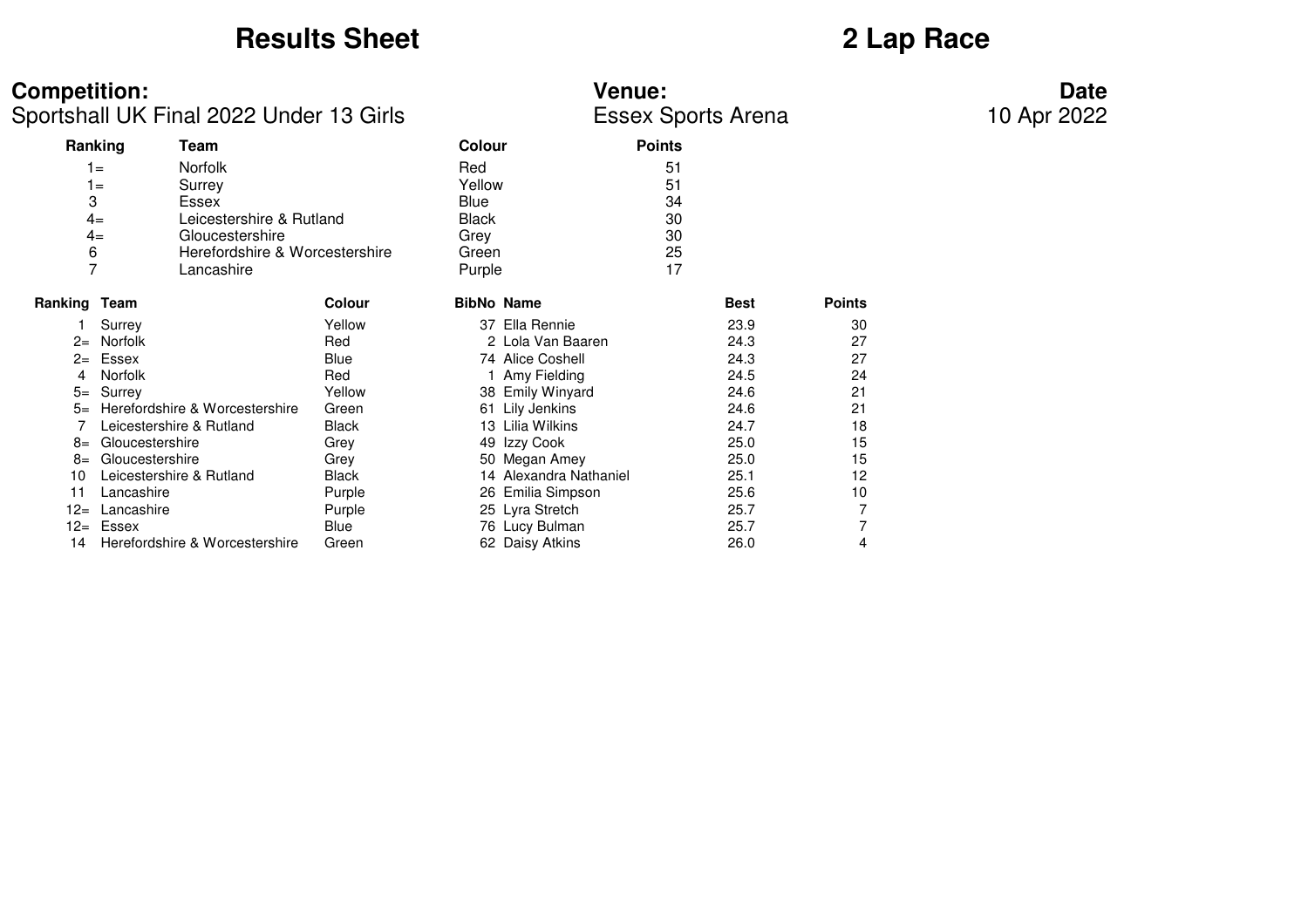# Results Sheet

# 2 Lap Race

**Competition:**
Sportshall UK Final 2022 Under 13 Girls

**Venue:**
Essex Sports Arena

**Date**
10 Apr 2022

| Ranking | Team | Colour | Points |
|---|---|---|---|
| 1= | Norfolk | Red | 51 |
| 1= | Surrey | Yellow | 51 |
| 3 | Essex | Blue | 34 |
| 4= | Leicestershire & Rutland | Black | 30 |
| 4= | Gloucestershire | Grey | 30 |
| 6 | Herefordshire & Worcestershire | Green | 25 |
| 7 | Lancashire | Purple | 17 |

| Ranking | Team | Colour | BibNo | Name | Best | Points |
|---|---|---|---|---|---|---|
| 1 | Surrey | Yellow | 37 | Ella Rennie | 23.9 | 30 |
| 2= | Norfolk | Red | 2 | Lola Van Baaren | 24.3 | 27 |
| 2= | Essex | Blue | 74 | Alice Coshell | 24.3 | 27 |
| 4 | Norfolk | Red | 1 | Amy Fielding | 24.5 | 24 |
| 5= | Surrey | Yellow | 38 | Emily Winyard | 24.6 | 21 |
| 5= | Herefordshire & Worcestershire | Green | 61 | Lily Jenkins | 24.6 | 21 |
| 7 | Leicestershire & Rutland | Black | 13 | Lilia Wilkins | 24.7 | 18 |
| 8= | Gloucestershire | Grey | 49 | Izzy Cook | 25.0 | 15 |
| 8= | Gloucestershire | Grey | 50 | Megan Amey | 25.0 | 15 |
| 10 | Leicestershire & Rutland | Black | 14 | Alexandra Nathaniel | 25.1 | 12 |
| 11 | Lancashire | Purple | 26 | Emilia Simpson | 25.6 | 10 |
| 12= | Lancashire | Purple | 25 | Lyra Stretch | 25.7 | 7 |
| 12= | Essex | Blue | 76 | Lucy Bulman | 25.7 | 7 |
| 14 | Herefordshire & Worcestershire | Green | 62 | Daisy Atkins | 26.0 | 4 |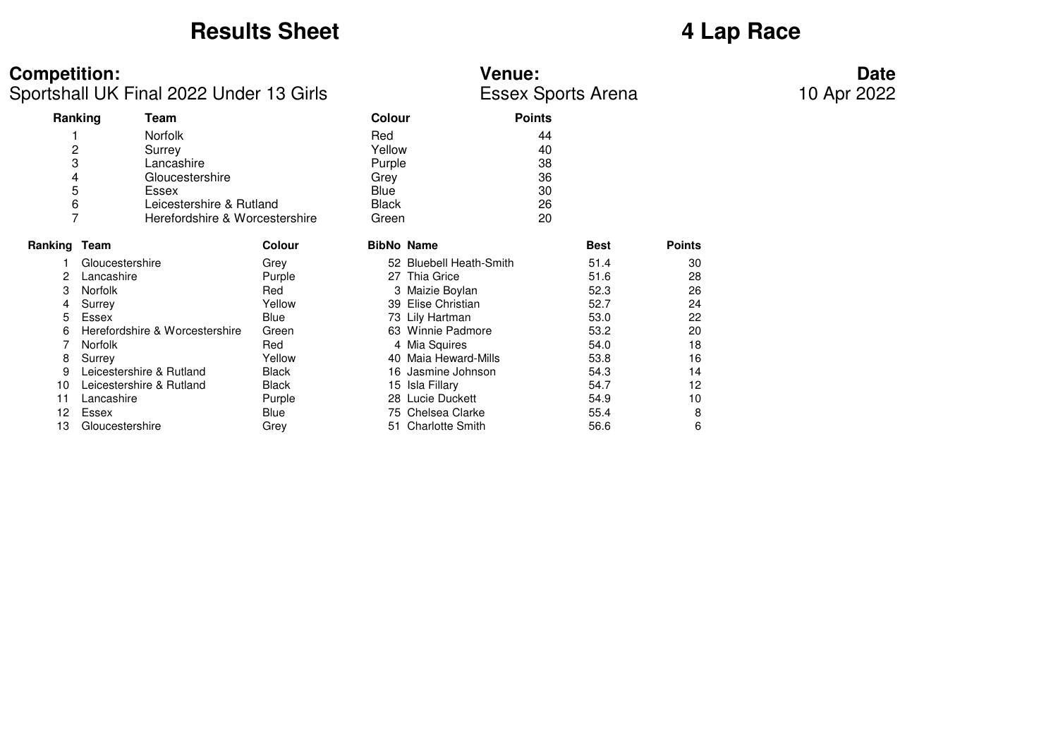# Results Sheet

# 4 Lap Race

**Competition:**
Sportshall UK Final 2022 Under 13 Girls

**Venue:**
Essex Sports Arena

**Date**
10 Apr 2022

| Ranking | Team | Colour | Points |
|---|---|---|---|
| 1 | Norfolk | Red | 44 |
| 2 | Surrey | Yellow | 40 |
| 3 | Lancashire | Purple | 38 |
| 4 | Gloucestershire | Grey | 36 |
| 5 | Essex | Blue | 30 |
| 6 | Leicestershire & Rutland | Black | 26 |
| 7 | Herefordshire & Worcestershire | Green | 20 |

| Ranking | Team | Colour | BibNo | Name | Best | Points |
|---|---|---|---|---|---|---|
| 1 | Gloucestershire | Grey | 52 | Bluebell Heath-Smith | 51.4 | 30 |
| 2 | Lancashire | Purple | 27 | Thia Grice | 51.6 | 28 |
| 3 | Norfolk | Red | 3 | Maizie Boylan | 52.3 | 26 |
| 4 | Surrey | Yellow | 39 | Elise Christian | 52.7 | 24 |
| 5 | Essex | Blue | 73 | Lily Hartman | 53.0 | 22 |
| 6 | Herefordshire & Worcestershire | Green | 63 | Winnie Padmore | 53.2 | 20 |
| 7 | Norfolk | Red | 4 | Mia Squires | 54.0 | 18 |
| 8 | Surrey | Yellow | 40 | Maia Heward-Mills | 53.8 | 16 |
| 9 | Leicestershire & Rutland | Black | 16 | Jasmine Johnson | 54.3 | 14 |
| 10 | Leicestershire & Rutland | Black | 15 | Isla Fillary | 54.7 | 12 |
| 11 | Lancashire | Purple | 28 | Lucie Duckett | 54.9 | 10 |
| 12 | Essex | Blue | 75 | Chelsea Clarke | 55.4 | 8 |
| 13 | Gloucestershire | Grey | 51 | Charlotte Smith | 56.6 | 6 |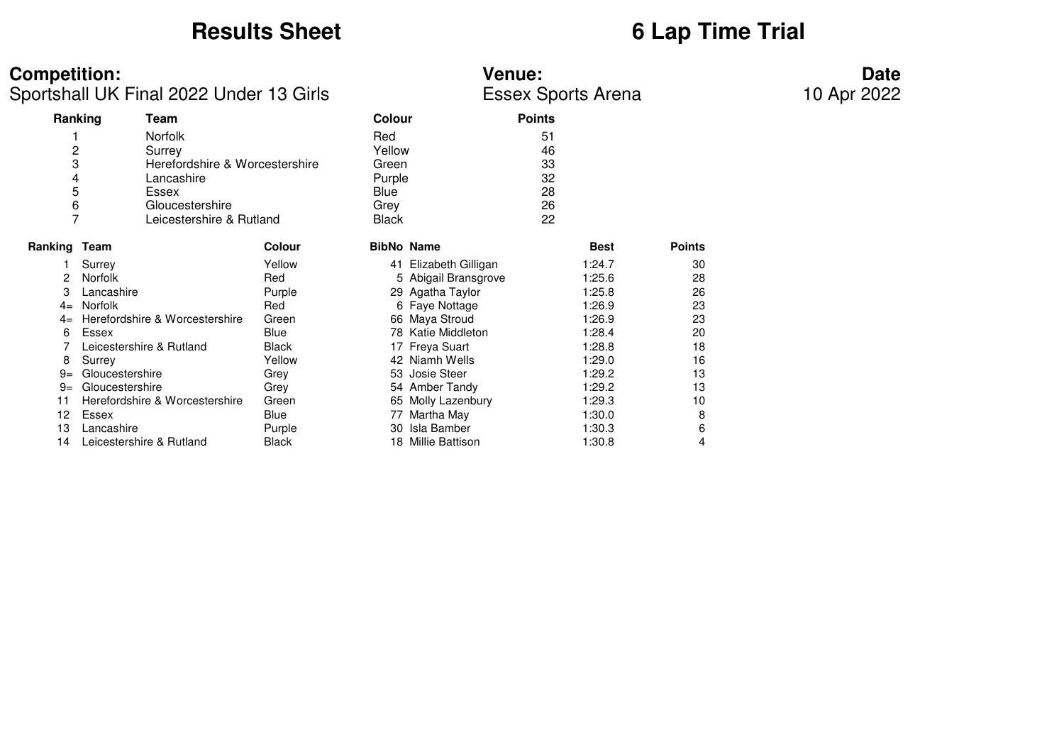# Results Sheet

# 6 Lap Time Trial

**Competition:**
Sportshall UK Final 2022 Under 13 Girls

**Venue:**
Essex Sports Arena

**Date**
10 Apr 2022

| Ranking | Team | Colour | Points |
|---|---|---|---|
| 1 | Norfolk | Red | 51 |
| 2 | Surrey | Yellow | 46 |
| 3 | Herefordshire & Worcestershire | Green | 33 |
| 4 | Lancashire | Purple | 32 |
| 5 | Essex | Blue | 28 |
| 6 | Gloucestershire | Grey | 26 |
| 7 | Leicestershire & Rutland | Black | 22 |

| Ranking | Team | Colour | BibNo | Name | Best | Points |
|---|---|---|---|---|---|---|
| 1 | Surrey | Yellow | 41 | Elizabeth Gilligan | 1:24.7 | 30 |
| 2 | Norfolk | Red | 5 | Abigail Bransgrove | 1:25.6 | 28 |
| 3 | Lancashire | Purple | 29 | Agatha Taylor | 1:25.8 | 26 |
| 4= | Norfolk | Red | 6 | Faye Nottage | 1:26.9 | 23 |
| 4= | Herefordshire & Worcestershire | Green | 66 | Maya Stroud | 1:26.9 | 23 |
| 6 | Essex | Blue | 78 | Katie Middleton | 1:28.4 | 20 |
| 7 | Leicestershire & Rutland | Black | 17 | Freya Suart | 1:28.8 | 18 |
| 8 | Surrey | Yellow | 42 | Niamh Wells | 1:29.0 | 16 |
| 9= | Gloucestershire | Grey | 53 | Josie Steer | 1:29.2 | 13 |
| 9= | Gloucestershire | Grey | 54 | Amber Tandy | 1:29.2 | 13 |
| 11 | Herefordshire & Worcestershire | Green | 65 | Molly Lazenbury | 1:29.3 | 10 |
| 12 | Essex | Blue | 77 | Martha May | 1:30.0 | 8 |
| 13 | Lancashire | Purple | 30 | Isla Bamber | 1:30.3 | 6 |
| 14 | Leicestershire & Rutland | Black | 18 | Millie Battison | 1:30.8 | 4 |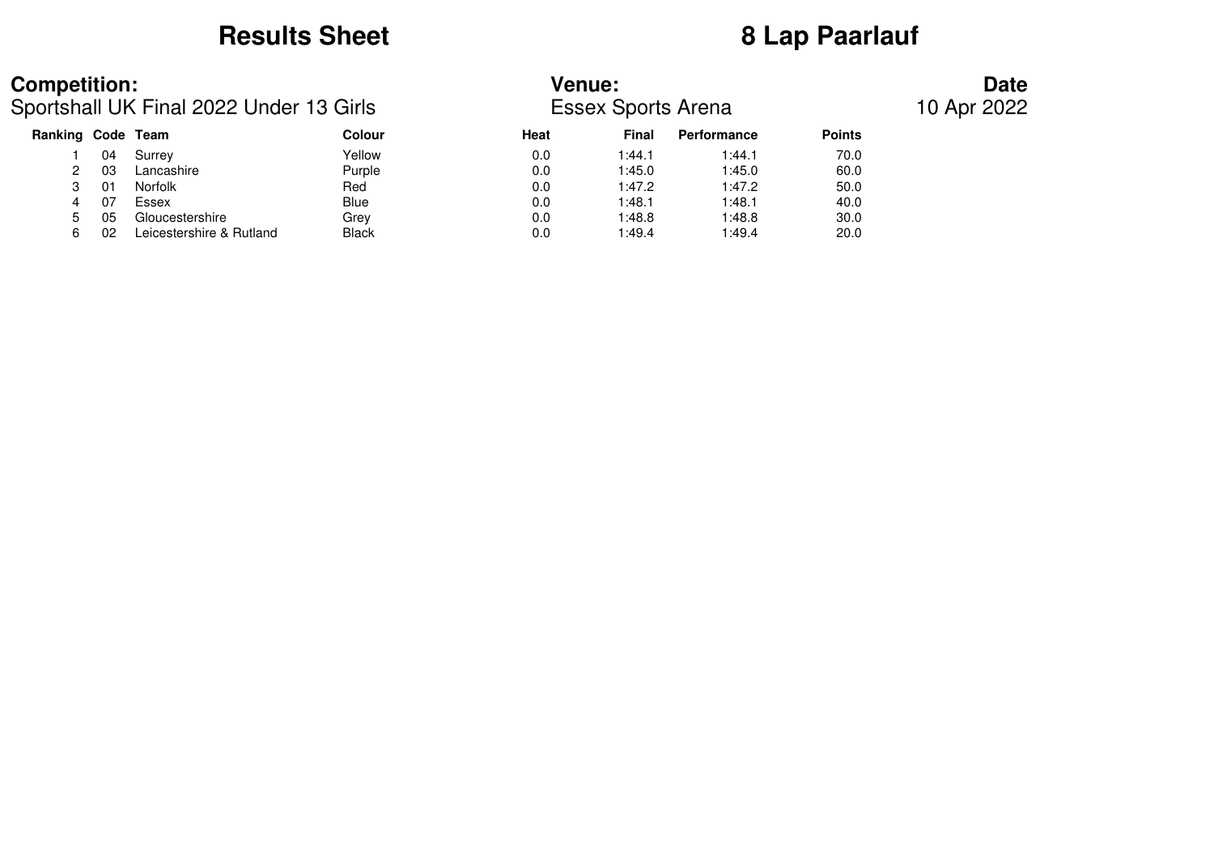# Results Sheet

# 8 Lap Paarlauf

**Competition:**
Sportshall UK Final 2022 Under 13 Girls

**Venue:**
Essex Sports Arena

**Date**
10 Apr 2022

| Ranking | Code | Team | Colour | Heat | Final | Performance | Points |
|---|---|---|---|---|---|---|---|
| 1 | 04 | Surrey | Yellow | 0.0 | 1:44.1 | 1:44.1 | 70.0 |
| 2 | 03 | Lancashire | Purple | 0.0 | 1:45.0 | 1:45.0 | 60.0 |
| 3 | 01 | Norfolk | Red | 0.0 | 1:47.2 | 1:47.2 | 50.0 |
| 4 | 07 | Essex | Blue | 0.0 | 1:48.1 | 1:48.1 | 40.0 |
| 5 | 05 | Gloucestershire | Grey | 0.0 | 1:48.8 | 1:48.8 | 30.0 |
| 6 | 02 | Leicestershire & Rutland | Black | 0.0 | 1:49.4 | 1:49.4 | 20.0 |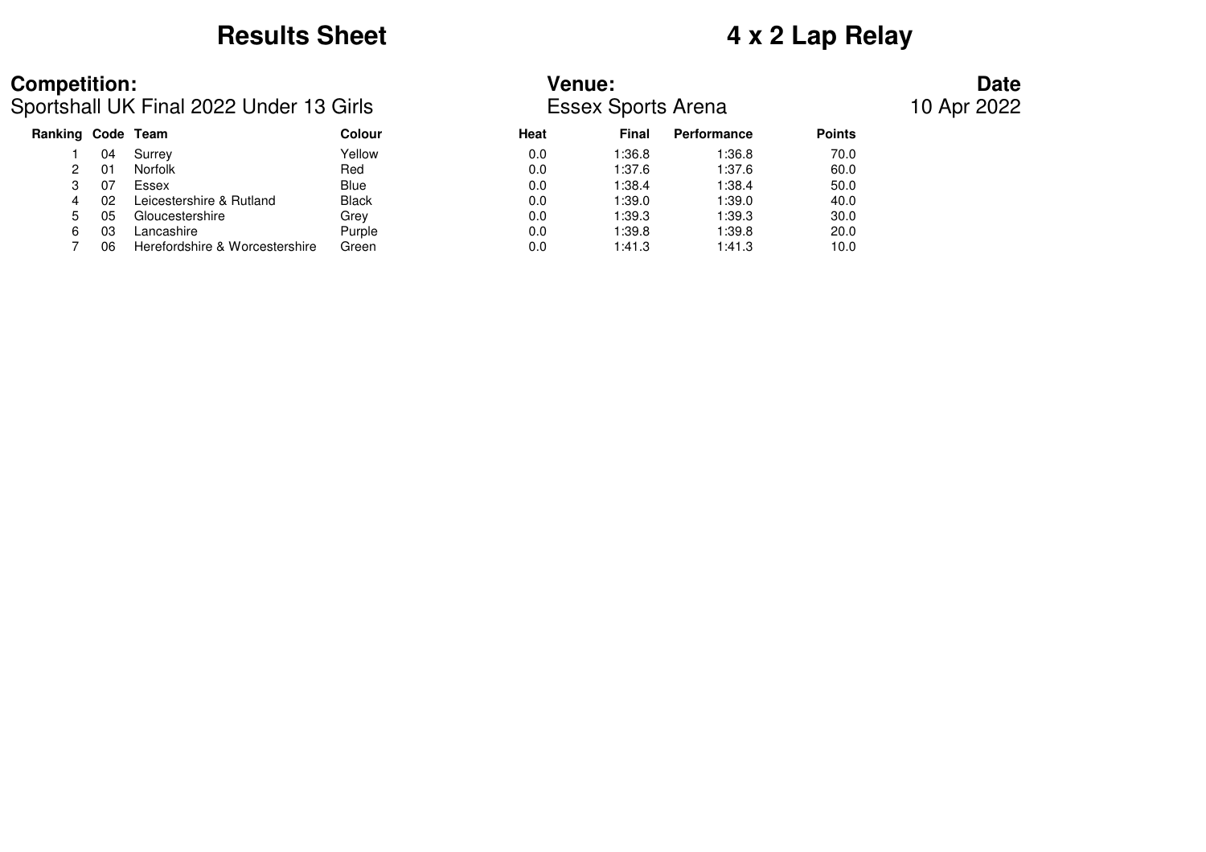# Results Sheet

# 4 x 2 Lap Relay

**Competition:**
Sportshall UK Final 2022 Under 13 Girls

**Venue:**
Essex Sports Arena

**Date**
10 Apr 2022

| Ranking | Code | Team | Colour | Heat | Final | Performance | Points |
|---|---|---|---|---|---|---|---|
| 1 | 04 | Surrey | Yellow | 0.0 | 1:36.8 | 1:36.8 | 70.0 |
| 2 | 01 | Norfolk | Red | 0.0 | 1:37.6 | 1:37.6 | 60.0 |
| 3 | 07 | Essex | Blue | 0.0 | 1:38.4 | 1:38.4 | 50.0 |
| 4 | 02 | Leicestershire & Rutland | Black | 0.0 | 1:39.0 | 1:39.0 | 40.0 |
| 5 | 05 | Gloucestershire | Grey | 0.0 | 1:39.3 | 1:39.3 | 30.0 |
| 6 | 03 | Lancashire | Purple | 0.0 | 1:39.8 | 1:39.8 | 20.0 |
| 7 | 06 | Herefordshire & Worcestershire | Green | 0.0 | 1:41.3 | 1:41.3 | 10.0 |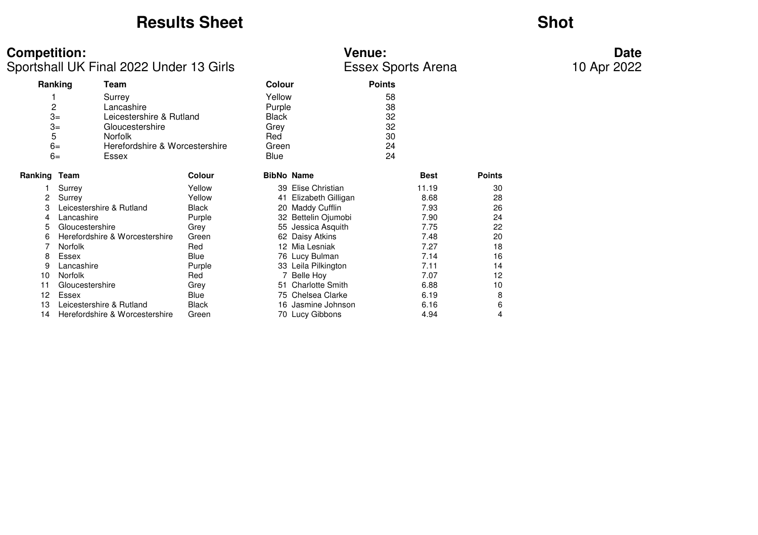# Results Sheet

# Shot

**Competition:**
Sportshall UK Final 2022 Under 13 Girls

**Venue:**
Essex Sports Arena

**Date**
10 Apr 2022

| Ranking | Team | Colour | Points |
|---|---|---|---|
| 1 | Surrey | Yellow | 58 |
| 2 | Lancashire | Purple | 38 |
| 3= | Leicestershire & Rutland | Black | 32 |
| 3= | Gloucestershire | Grey | 32 |
| 5 | Norfolk | Red | 30 |
| 6= | Herefordshire & Worcestershire | Green | 24 |
| 6= | Essex | Blue | 24 |

| Ranking | Team | Colour | BibNo | Name | Best | Points |
|---|---|---|---|---|---|---|
| 1 | Surrey | Yellow | 39 | Elise Christian | 11.19 | 30 |
| 2 | Surrey | Yellow | 41 | Elizabeth Gilligan | 8.68 | 28 |
| 3 | Leicestershire & Rutland | Black | 20 | Maddy Cufflin | 7.93 | 26 |
| 4 | Lancashire | Purple | 32 | Bettelin Ojumobi | 7.90 | 24 |
| 5 | Gloucestershire | Grey | 55 | Jessica Asquith | 7.75 | 22 |
| 6 | Herefordshire & Worcestershire | Green | 62 | Daisy Atkins | 7.48 | 20 |
| 7 | Norfolk | Red | 12 | Mia Lesniak | 7.27 | 18 |
| 8 | Essex | Blue | 76 | Lucy Bulman | 7.14 | 16 |
| 9 | Lancashire | Purple | 33 | Leila Pilkington | 7.11 | 14 |
| 10 | Norfolk | Red | 7 | Belle Hoy | 7.07 | 12 |
| 11 | Gloucestershire | Grey | 51 | Charlotte Smith | 6.88 | 10 |
| 12 | Essex | Blue | 75 | Chelsea Clarke | 6.19 | 8 |
| 13 | Leicestershire & Rutland | Black | 16 | Jasmine Johnson | 6.16 | 6 |
| 14 | Herefordshire & Worcestershire | Green | 70 | Lucy Gibbons | 4.94 | 4 |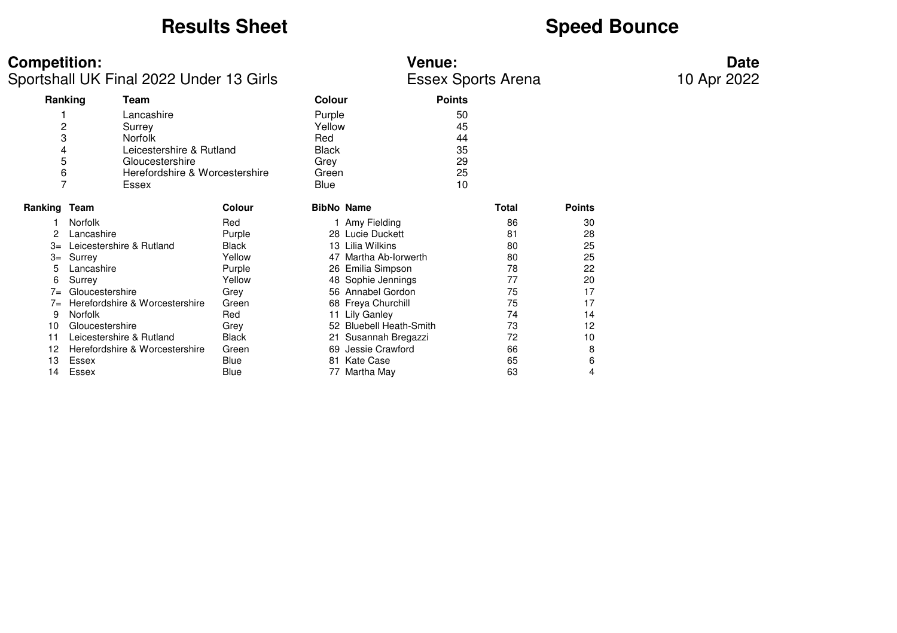# Results Sheet

# Speed Bounce

**Competition:**
Sportshall UK Final 2022 Under 13 Girls

**Venue:**
Essex Sports Arena

**Date**
10 Apr 2022

| Ranking | Team | Colour | Points |
|---|---|---|---|
| 1 | Lancashire | Purple | 50 |
| 2 | Surrey | Yellow | 45 |
| 3 | Norfolk | Red | 44 |
| 4 | Leicestershire & Rutland | Black | 35 |
| 5 | Gloucestershire | Grey | 29 |
| 6 | Herefordshire & Worcestershire | Green | 25 |
| 7 | Essex | Blue | 10 |

| Ranking | Team | Colour | BibNo | Name | Total | Points |
|---|---|---|---|---|---|---|
| 1 | Norfolk | Red | 1 | Amy Fielding | 86 | 30 |
| 2 | Lancashire | Purple | 28 | Lucie Duckett | 81 | 28 |
| 3= | Leicestershire & Rutland | Black | 13 | Lilia Wilkins | 80 | 25 |
| 3= | Surrey | Yellow | 47 | Martha Ab-Iorwerth | 80 | 25 |
| 5 | Lancashire | Purple | 26 | Emilia Simpson | 78 | 22 |
| 6 | Surrey | Yellow | 48 | Sophie Jennings | 77 | 20 |
| 7= | Gloucestershire | Grey | 56 | Annabel Gordon | 75 | 17 |
| 7= | Herefordshire & Worcestershire | Green | 68 | Freya Churchill | 75 | 17 |
| 9 | Norfolk | Red | 11 | Lily Ganley | 74 | 14 |
| 10 | Gloucestershire | Grey | 52 | Bluebell Heath-Smith | 73 | 12 |
| 11 | Leicestershire & Rutland | Black | 21 | Susannah Bregazzi | 72 | 10 |
| 12 | Herefordshire & Worcestershire | Green | 69 | Jessie Crawford | 66 | 8 |
| 13 | Essex | Blue | 81 | Kate Case | 65 | 6 |
| 14 | Essex | Blue | 77 | Martha May | 63 | 4 |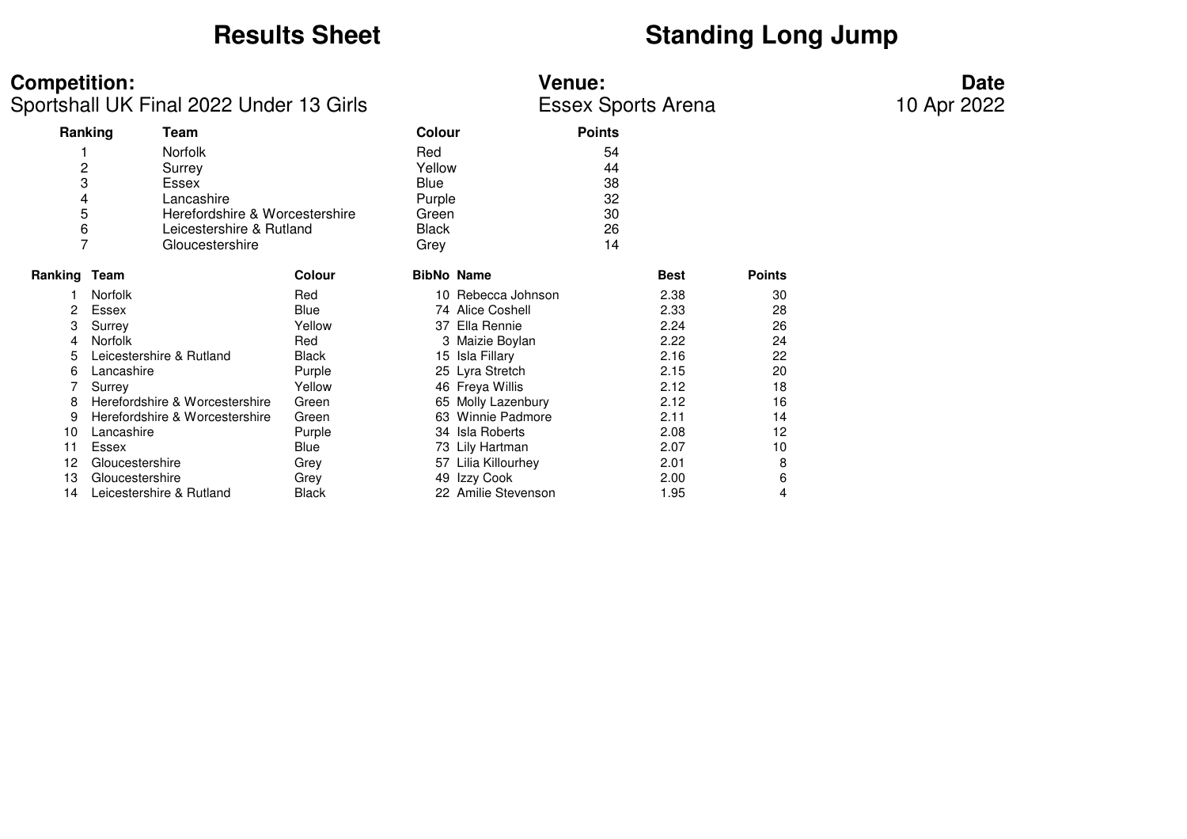# Results Sheet

# Standing Long Jump

**Competition:**
Sportshall UK Final 2022 Under 13 Girls

**Venue:**
Essex Sports Arena

**Date**
10 Apr 2022

| Ranking | Team | Colour | Points |
|---|---|---|---|
| 1 | Norfolk | Red | 54 |
| 2 | Surrey | Yellow | 44 |
| 3 | Essex | Blue | 38 |
| 4 | Lancashire | Purple | 32 |
| 5 | Herefordshire & Worcestershire | Green | 30 |
| 6 | Leicestershire & Rutland | Black | 26 |
| 7 | Gloucestershire | Grey | 14 |

| Ranking | Team | Colour | BibNo | Name | Best | Points |
|---|---|---|---|---|---|---|
| 1 | Norfolk | Red | 10 | Rebecca Johnson | 2.38 | 30 |
| 2 | Essex | Blue | 74 | Alice Coshell | 2.33 | 28 |
| 3 | Surrey | Yellow | 37 | Ella Rennie | 2.24 | 26 |
| 4 | Norfolk | Red | 3 | Maizie Boylan | 2.22 | 24 |
| 5 | Leicestershire & Rutland | Black | 15 | Isla Fillary | 2.16 | 22 |
| 6 | Lancashire | Purple | 25 | Lyra Stretch | 2.15 | 20 |
| 7 | Surrey | Yellow | 46 | Freya Willis | 2.12 | 18 |
| 8 | Herefordshire & Worcestershire | Green | 65 | Molly Lazenbury | 2.12 | 16 |
| 9 | Herefordshire & Worcestershire | Green | 63 | Winnie Padmore | 2.11 | 14 |
| 10 | Lancashire | Purple | 34 | Isla Roberts | 2.08 | 12 |
| 11 | Essex | Blue | 73 | Lily Hartman | 2.07 | 10 |
| 12 | Gloucestershire | Grey | 57 | Lilia Killourhey | 2.01 | 8 |
| 13 | Gloucestershire | Grey | 49 | Izzy Cook | 2.00 | 6 |
| 14 | Leicestershire & Rutland | Black | 22 | Amilie Stevenson | 1.95 | 4 |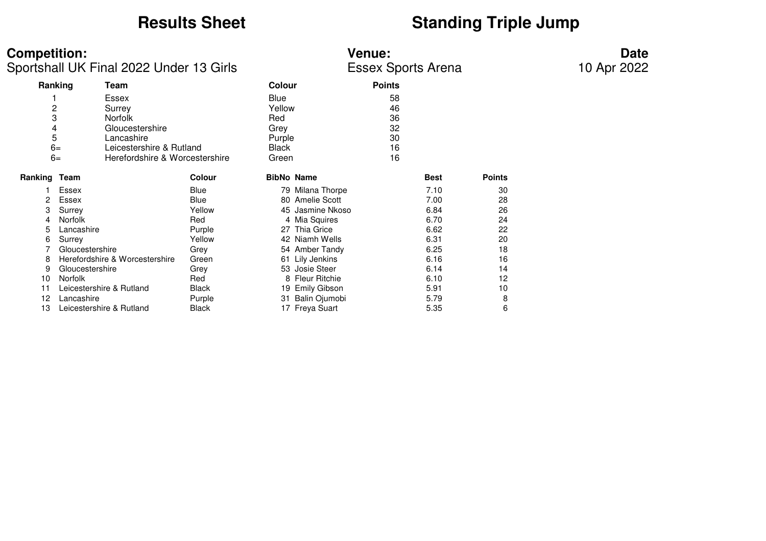# Results Sheet

# Standing Triple Jump

**Competition:**
Sportshall UK Final 2022 Under 13 Girls

**Venue:**
Essex Sports Arena

**Date**
10 Apr 2022

| Ranking | Team | Colour | Points |
|---|---|---|---|
| 1 | Essex | Blue | 58 |
| 2 | Surrey | Yellow | 46 |
| 3 | Norfolk | Red | 36 |
| 4 | Gloucestershire | Grey | 32 |
| 5 | Lancashire | Purple | 30 |
| 6= | Leicestershire & Rutland | Black | 16 |
| 6= | Herefordshire & Worcestershire | Green | 16 |

| Ranking | Team | Colour | BibNo | Name | Best | Points |
|---|---|---|---|---|---|---|
| 1 | Essex | Blue | 79 | Milana Thorpe | 7.10 | 30 |
| 2 | Essex | Blue | 80 | Amelie Scott | 7.00 | 28 |
| 3 | Surrey | Yellow | 45 | Jasmine Nkoso | 6.84 | 26 |
| 4 | Norfolk | Red | 4 | Mia Squires | 6.70 | 24 |
| 5 | Lancashire | Purple | 27 | Thia Grice | 6.62 | 22 |
| 6 | Surrey | Yellow | 42 | Niamh Wells | 6.31 | 20 |
| 7 | Gloucestershire | Grey | 54 | Amber Tandy | 6.25 | 18 |
| 8 | Herefordshire & Worcestershire | Green | 61 | Lily Jenkins | 6.16 | 16 |
| 9 | Gloucestershire | Grey | 53 | Josie Steer | 6.14 | 14 |
| 10 | Norfolk | Red | 8 | Fleur Ritchie | 6.10 | 12 |
| 11 | Leicestershire & Rutland | Black | 19 | Emily Gibson | 5.91 | 10 |
| 12 | Lancashire | Purple | 31 | Balin Ojumobi | 5.79 | 8 |
| 13 | Leicestershire & Rutland | Black | 17 | Freya Suart | 5.35 | 6 |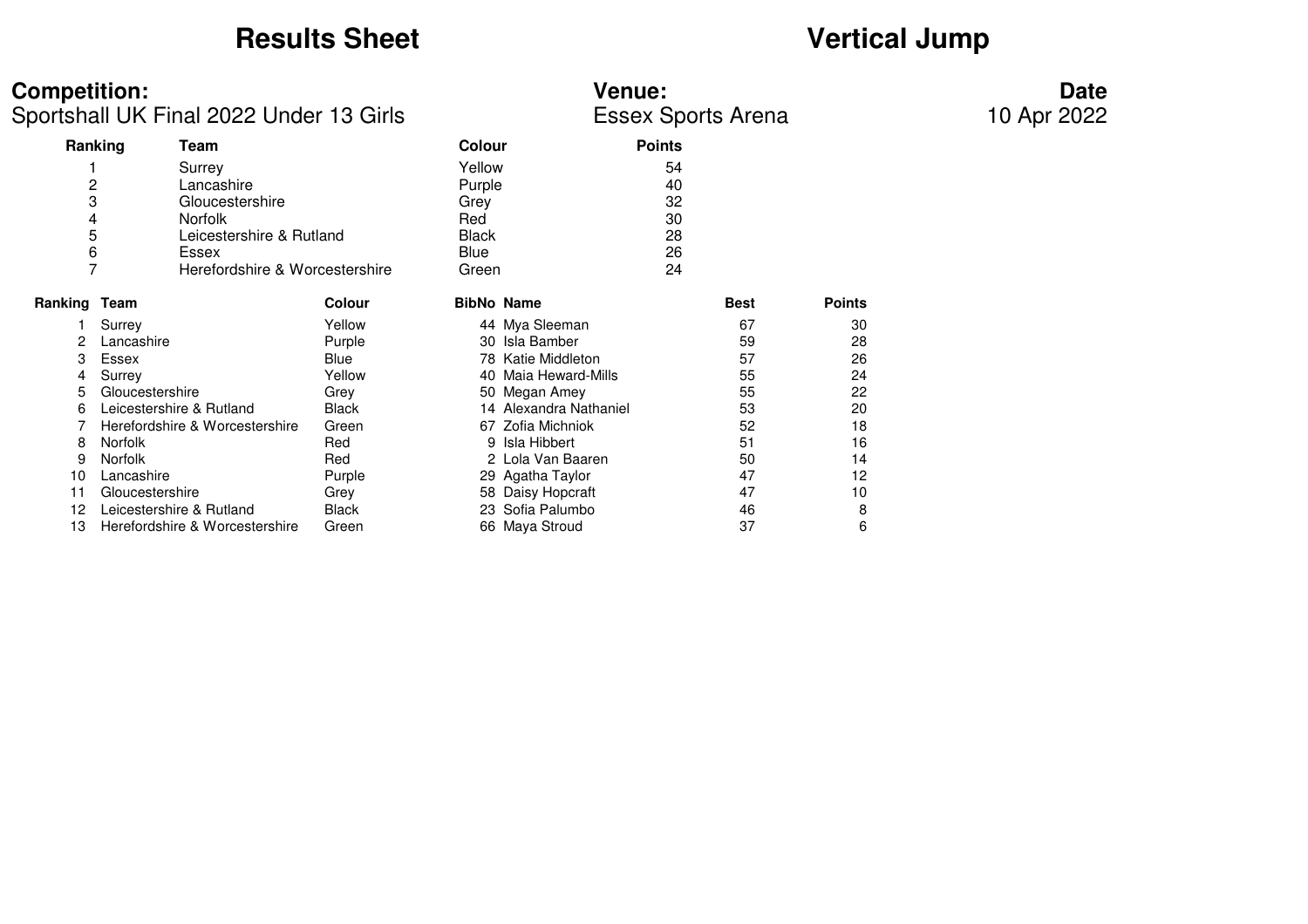# Results Sheet

# Vertical Jump

**Competition:**
Sportshall UK Final 2022 Under 13 Girls

**Venue:**
Essex Sports Arena

**Date**
10 Apr 2022

| Ranking | Team | Colour | Points |
|---|---|---|---|
| 1 | Surrey | Yellow | 54 |
| 2 | Lancashire | Purple | 40 |
| 3 | Gloucestershire | Grey | 32 |
| 4 | Norfolk | Red | 30 |
| 5 | Leicestershire & Rutland | Black | 28 |
| 6 | Essex | Blue | 26 |
| 7 | Herefordshire & Worcestershire | Green | 24 |

| Ranking | Team | Colour | BibNo | Name | Best | Points |
|---|---|---|---|---|---|---|
| 1 | Surrey | Yellow | 44 | Mya Sleeman | 67 | 30 |
| 2 | Lancashire | Purple | 30 | Isla Bamber | 59 | 28 |
| 3 | Essex | Blue | 78 | Katie Middleton | 57 | 26 |
| 4 | Surrey | Yellow | 40 | Maia Heward-Mills | 55 | 24 |
| 5 | Gloucestershire | Grey | 50 | Megan Amey | 55 | 22 |
| 6 | Leicestershire & Rutland | Black | 14 | Alexandra Nathaniel | 53 | 20 |
| 7 | Herefordshire & Worcestershire | Green | 67 | Zofia Michniok | 52 | 18 |
| 8 | Norfolk | Red | 9 | Isla Hibbert | 51 | 16 |
| 9 | Norfolk | Red | 2 | Lola Van Baaren | 50 | 14 |
| 10 | Lancashire | Purple | 29 | Agatha Taylor | 47 | 12 |
| 11 | Gloucestershire | Grey | 58 | Daisy Hopcraft | 47 | 10 |
| 12 | Leicestershire & Rutland | Black | 23 | Sofia Palumbo | 46 | 8 |
| 13 | Herefordshire & Worcestershire | Green | 66 | Maya Stroud | 37 | 6 |